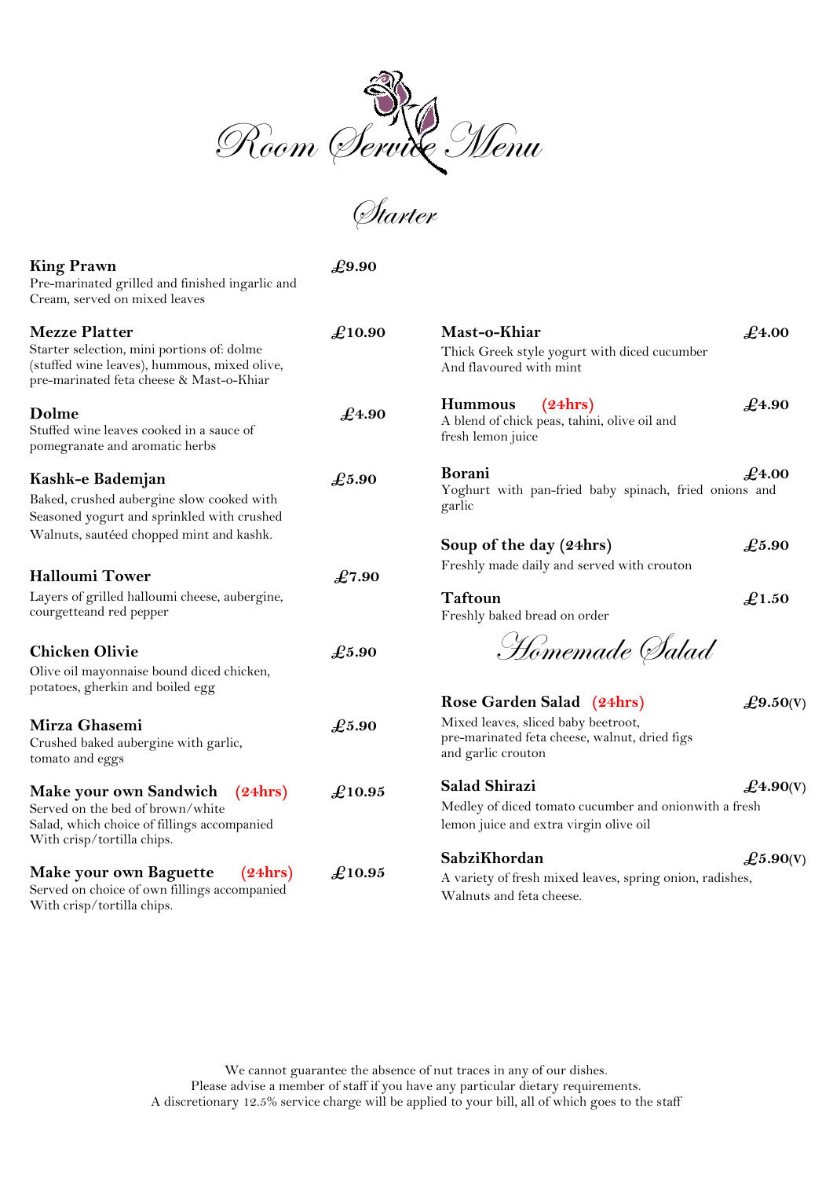# Room Service Menu

## Starter

**King Prawn** — **£9.90**
Pre-marinated grilled and finished ingarlic and Cream, served on mixed leaves

**Mezze Platter** — **£10.90**
Starter selection, mini portions of: dolme (stuffed wine leaves), hummous, mixed olive, pre-marinated feta cheese & Mast-o-Khiar

**Dolme** — **£4.90**
Stuffed wine leaves cooked in a sauce of pomegranate and aromatic herbs

**Kashk-e Bademjan** — **£5.90**
Baked, crushed aubergine slow cooked with Seasoned yogurt and sprinkled with crushed Walnuts, sautéed chopped mint and kashk.

**Halloumi Tower** — **£7.90**
Layers of grilled halloumi cheese, aubergine, courgetteand red pepper

**Chicken Olivie** — **£5.90**
Olive oil mayonnaise bound diced chicken, potatoes, gherkin and boiled egg

**Mirza Ghasemi** — **£5.90**
Crushed baked aubergine with garlic, tomato and eggs

**Make your own Sandwich (24hrs)** — **£10.95**
Served on the bed of brown/white Salad, which choice of fillings accompanied With crisp/tortilla chips.

**Make your own Baguette (24hrs)** — **£10.95**
Served on choice of own fillings accompanied With crisp/tortilla chips.

**Mast-o-Khiar** — **£4.00**
Thick Greek style yogurt with diced cucumber And flavoured with mint

**Hummous (24hrs)** — **£4.90**
A blend of chick peas, tahini, olive oil and fresh lemon juice

**Borani** — **£4.00**
Yoghurt with pan-fried baby spinach, fried onions and garlic

**Soup of the day (24hrs)** — **£5.90**
Freshly made daily and served with crouton

**Taftoun** — **£1.50**
Freshly baked bread on order

## Homemade Salad

**Rose Garden Salad (24hrs)** — **£9.50(V)**
Mixed leaves, sliced baby beetroot, pre-marinated feta cheese, walnut, dried figs and garlic crouton

**Salad Shirazi** — **£4.90(V)**
Medley of diced tomato cucumber and onionwith a fresh lemon juice and extra virgin olive oil

**SabziKhordan** — **£5.90(V)**
A variety of fresh mixed leaves, spring onion, radishes, Walnuts and feta cheese.

We cannot guarantee the absence of nut traces in any of our dishes.
Please advise a member of staff if you have any particular dietary requirements.
A discretionary 12.5% service charge will be applied to your bill, all of which goes to the staff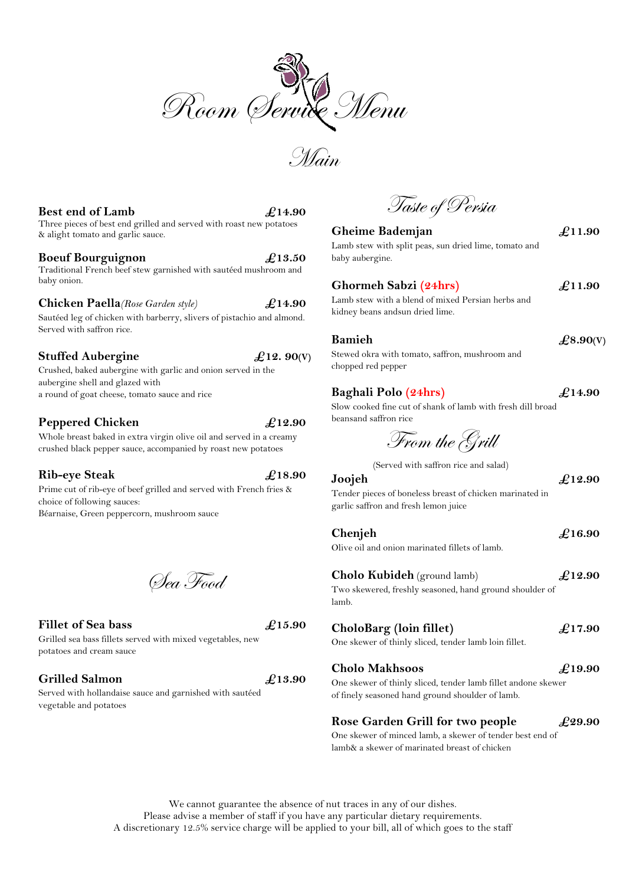# Room Service Menu

## Main

**Best end of Lamb** **£14.90**
Three pieces of best end grilled and served with roast new potatoes & alight tomato and garlic sauce.

**Boeuf Bourguignon** **£13.50**
Traditional French beef stew garnished with sautéed mushroom and baby onion.

**Chicken Paella** *(Rose Garden style)* **£14.90**
Sautéed leg of chicken with barberry, slivers of pistachio and almond. Served with saffron rice.

**Stuffed Aubergine** **£12. 90(V)**
Crushed, baked aubergine with garlic and onion served in the aubergine shell and glazed with
a round of goat cheese, tomato sauce and rice

**Peppered Chicken** **£12.90**
Whole breast baked in extra virgin olive oil and served in a creamy crushed black pepper sauce, accompanied by roast new potatoes

**Rib-eye Steak** **£18.90**
Prime cut of rib-eye of beef grilled and served with French fries & choice of following sauces:
Béarnaise, Green peppercorn, mushroom sauce

## Sea Food

**Fillet of Sea bass** **£15.90**
Grilled sea bass fillets served with mixed vegetables, new potatoes and cream sauce

**Grilled Salmon** **£13.90**
Served with hollandaise sauce and garnished with sautéed vegetable and potatoes

## Taste of Persia

**Gheime Bademjan** **£11.90**
Lamb stew with split peas, sun dried lime, tomato and baby aubergine.

**Ghormeh Sabzi (24hrs)** **£11.90**
Lamb stew with a blend of mixed Persian herbs and kidney beans andsun dried lime.

**Bamieh** **£8.90(V)**
Stewed okra with tomato, saffron, mushroom and chopped red pepper

**Baghali Polo (24hrs)** **£14.90**
Slow cooked fine cut of shank of lamb with fresh dill broad beansand saffron rice

## From the Grill

(Served with saffron rice and salad)

**Joojeh** **£12.90**
Tender pieces of boneless breast of chicken marinated in garlic saffron and fresh lemon juice

**Chenjeh** **£16.90**
Olive oil and onion marinated fillets of lamb.

**Cholo Kubideh** (ground lamb) **£12.90**
Two skewered, freshly seasoned, hand ground shoulder of lamb.

**CholoBarg (loin fillet)** **£17.90**
One skewer of thinly sliced, tender lamb loin fillet.

**Cholo Makhsoos** **£19.90**
One skewer of thinly sliced, tender lamb fillet andone skewer of finely seasoned hand ground shoulder of lamb.

**Rose Garden Grill for two people** **£29.90**
One skewer of minced lamb, a skewer of tender best end of lamb& a skewer of marinated breast of chicken

We cannot guarantee the absence of nut traces in any of our dishes.
Please advise a member of staff if you have any particular dietary requirements.
A discretionary 12.5% service charge will be applied to your bill, all of which goes to the staff